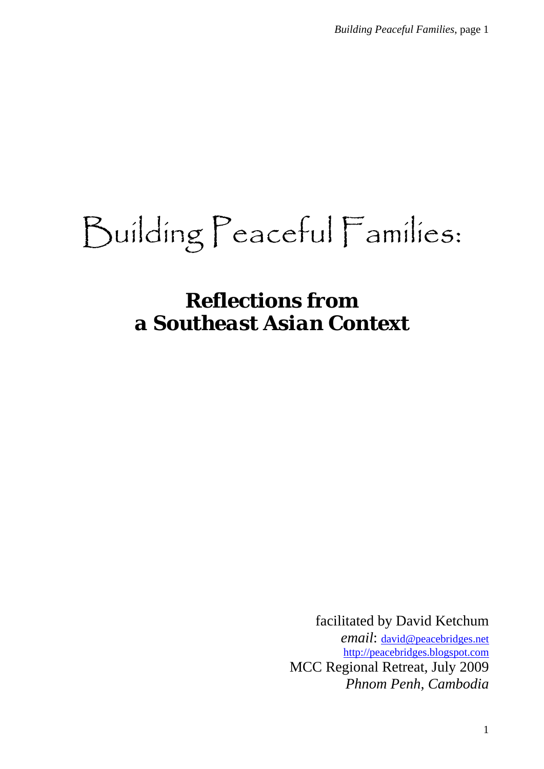# Building Peaceful Families:

## Reflections from a Southeast Asian Context

facilitated by David Ketchum

*email*: david@peacebridges.net

http://peacebridges.blogspot.com

MCC Regional Retreat, July 2009

*Phnom Penh, Cambodia*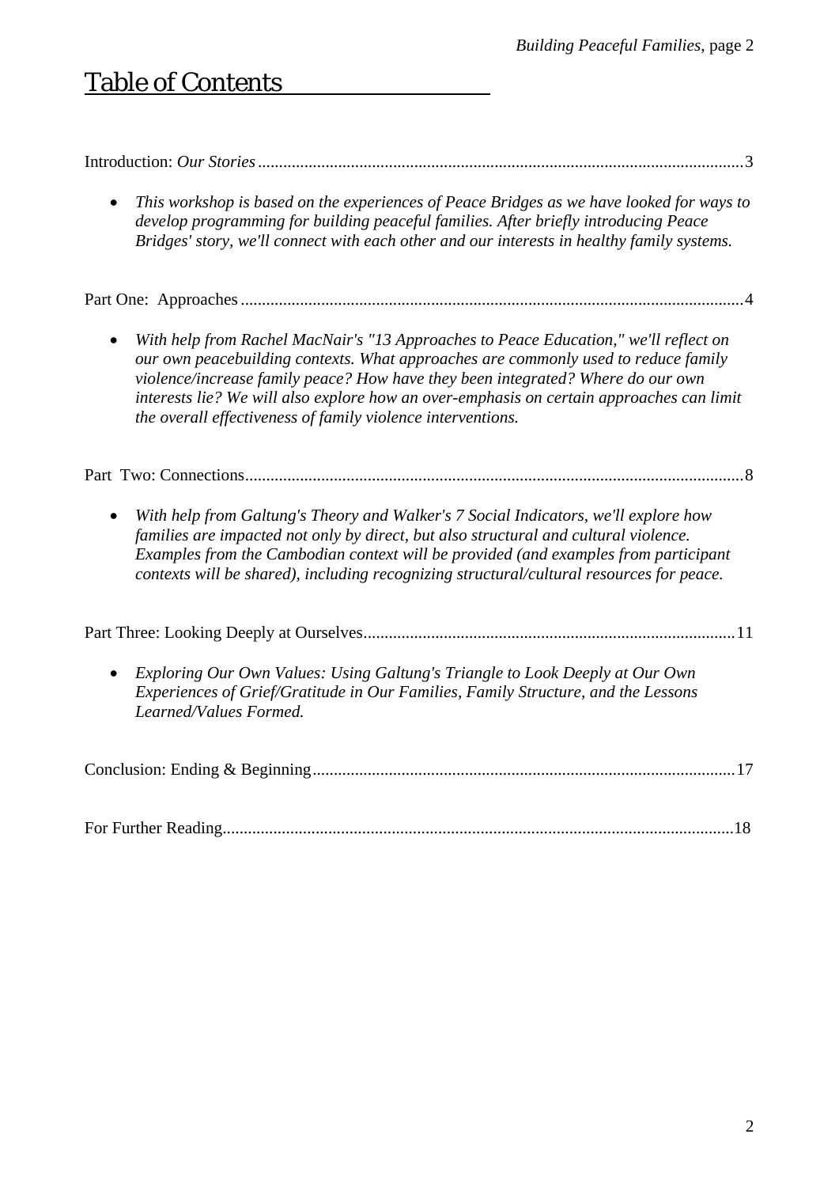# Table of Contents

Introduction: *Our Stories* .......................................................... 3

- *This workshop is based on the experiences of Peace Bridges as we have looked for ways to develop programming for building peaceful families. After briefly introducing Peace Bridges' story, we'll connect with each other and our interests in healthy family systems.*

Part One: Approaches .......................................................... 4

- *With help from Rachel MacNair's "13 Approaches to Peace Education," we'll reflect on our own peacebuilding contexts. What approaches are commonly used to reduce family violence/increase family peace? How have they been integrated? Where do our own interests lie? We will also explore how an over-emphasis on certain approaches can limit the overall effectiveness of family violence interventions.*

Part Two: Connections .......................................................... 8

- *With help from Galtung's Theory and Walker's 7 Social Indicators, we'll explore how families are impacted not only by direct, but also structural and cultural violence. Examples from the Cambodian context will be provided (and examples from participant contexts will be shared), including recognizing structural/cultural resources for peace.*

Part Three: Looking Deeply at Ourselves .......................................................... 11

- *Exploring Our Own Values: Using Galtung's Triangle to Look Deeply at Our Own Experiences of Grief/Gratitude in Our Families, Family Structure, and the Lessons Learned/Values Formed.*

Conclusion: Ending & Beginning .......................................................... 17

For Further Reading .......................................................... 18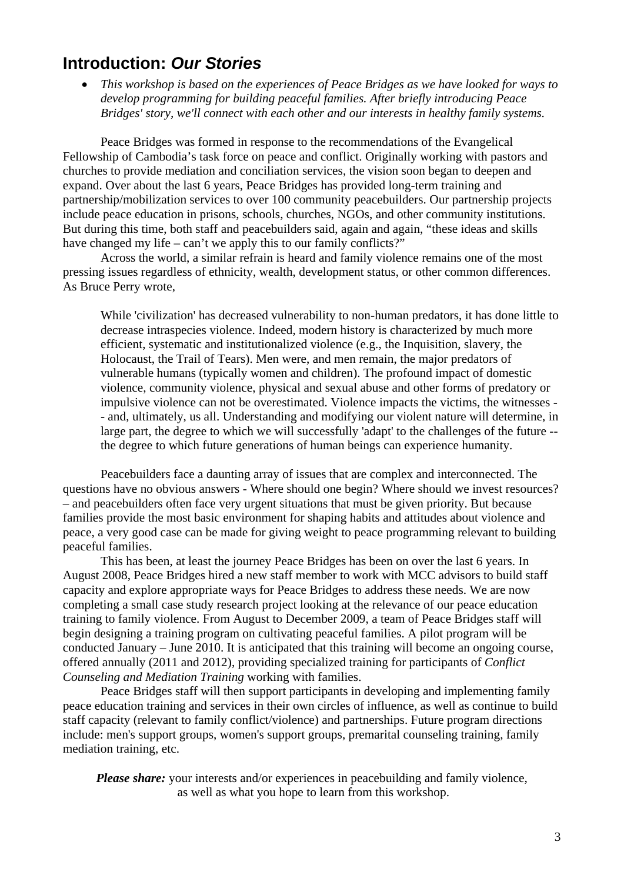## Introduction: ***Our Stories***

- *This workshop is based on the experiences of Peace Bridges as we have looked for ways to develop programming for building peaceful families. After briefly introducing Peace Bridges' story, we'll connect with each other and our interests in healthy family systems.*

Peace Bridges was formed in response to the recommendations of the Evangelical Fellowship of Cambodia's task force on peace and conflict. Originally working with pastors and churches to provide mediation and conciliation services, the vision soon began to deepen and expand. Over about the last 6 years, Peace Bridges has provided long-term training and partnership/mobilization services to over 100 community peacebuilders. Our partnership projects include peace education in prisons, schools, churches, NGOs, and other community institutions. But during this time, both staff and peacebuilders said, again and again, "these ideas and skills have changed my life – can't we apply this to our family conflicts?"

Across the world, a similar refrain is heard and family violence remains one of the most pressing issues regardless of ethnicity, wealth, development status, or other common differences. As Bruce Perry wrote,

> While 'civilization' has decreased vulnerability to non-human predators, it has done little to decrease intraspecies violence. Indeed, modern history is characterized by much more efficient, systematic and institutionalized violence (e.g., the Inquisition, slavery, the Holocaust, the Trail of Tears). Men were, and men remain, the major predators of vulnerable humans (typically women and children). The profound impact of domestic violence, community violence, physical and sexual abuse and other forms of predatory or impulsive violence can not be overestimated. Violence impacts the victims, the witnesses -- and, ultimately, us all. Understanding and modifying our violent nature will determine, in large part, the degree to which we will successfully 'adapt' to the challenges of the future -- the degree to which future generations of human beings can experience humanity.

Peacebuilders face a daunting array of issues that are complex and interconnected. The questions have no obvious answers - Where should one begin? Where should we invest resources? – and peacebuilders often face very urgent situations that must be given priority. But because families provide the most basic environment for shaping habits and attitudes about violence and peace, a very good case can be made for giving weight to peace programming relevant to building peaceful families.

This has been, at least the journey Peace Bridges has been on over the last 6 years. In August 2008, Peace Bridges hired a new staff member to work with MCC advisors to build staff capacity and explore appropriate ways for Peace Bridges to address these needs. We are now completing a small case study research project looking at the relevance of our peace education training to family violence. From August to December 2009, a team of Peace Bridges staff will begin designing a training program on cultivating peaceful families. A pilot program will be conducted January – June 2010. It is anticipated that this training will become an ongoing course, offered annually (2011 and 2012), providing specialized training for participants of *Conflict Counseling and Mediation Training* working with families.

Peace Bridges staff will then support participants in developing and implementing family peace education training and services in their own circles of influence, as well as continue to build staff capacity (relevant to family conflict/violence) and partnerships. Future program directions include: men's support groups, women's support groups, premarital counseling training, family mediation training, etc.

***Please share:*** your interests and/or experiences in peacebuilding and family violence, as well as what you hope to learn from this workshop.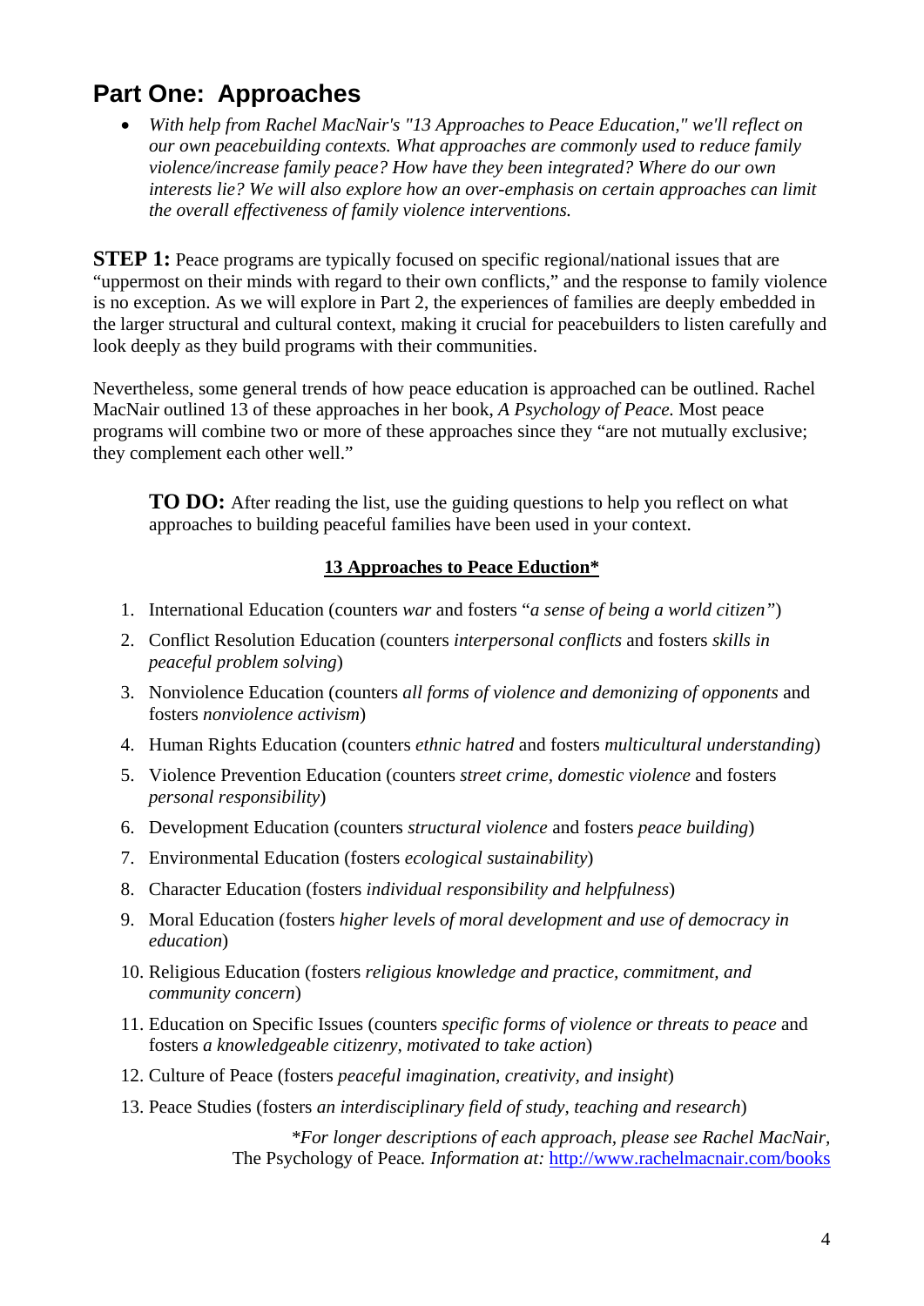## Part One: Approaches

- *With help from Rachel MacNair's "13 Approaches to Peace Education," we'll reflect on our own peacebuilding contexts. What approaches are commonly used to reduce family violence/increase family peace? How have they been integrated? Where do our own interests lie? We will also explore how an over-emphasis on certain approaches can limit the overall effectiveness of family violence interventions.*

**STEP 1:** Peace programs are typically focused on specific regional/national issues that are "uppermost on their minds with regard to their own conflicts," and the response to family violence is no exception. As we will explore in Part 2, the experiences of families are deeply embedded in the larger structural and cultural context, making it crucial for peacebuilders to listen carefully and look deeply as they build programs with their communities.

Nevertheless, some general trends of how peace education is approached can be outlined. Rachel MacNair outlined 13 of these approaches in her book, *A Psychology of Peace.* Most peace programs will combine two or more of these approaches since they "are not mutually exclusive; they complement each other well."

> **TO DO:** After reading the list, use the guiding questions to help you reflect on what approaches to building peaceful families have been used in your context.

**<u>13 Approaches to Peace Eduction*</u>**

1. International Education (counters *war* and fosters "*a sense of being a world citizen"*)
2. Conflict Resolution Education (counters *interpersonal conflicts* and fosters *skills in peaceful problem solving*)
3. Nonviolence Education (counters *all forms of violence and demonizing of opponents* and fosters *nonviolence activism*)
4. Human Rights Education (counters *ethnic hatred* and fosters *multicultural understanding*)
5. Violence Prevention Education (counters *street crime, domestic violence* and fosters *personal responsibility*)
6. Development Education (counters *structural violence* and fosters *peace building*)
7. Environmental Education (fosters *ecological sustainability*)
8. Character Education (fosters *individual responsibility and helpfulness*)
9. Moral Education (fosters *higher levels of moral development and use of democracy in education*)
10. Religious Education (fosters *religious knowledge and practice, commitment, and community concern*)
11. Education on Specific Issues (counters *specific forms of violence or threats to peace* and fosters *a knowledgeable citizenry, motivated to take action*)
12. Culture of Peace (fosters *peaceful imagination, creativity, and insight*)
13. Peace Studies (fosters *an interdisciplinary field of study, teaching and research*)

*\*For longer descriptions of each approach, please see Rachel MacNair,* The Psychology of Peace*. Information at:* [http://www.rachelmacnair.com/books](http://www.rachelmacnair.com/books)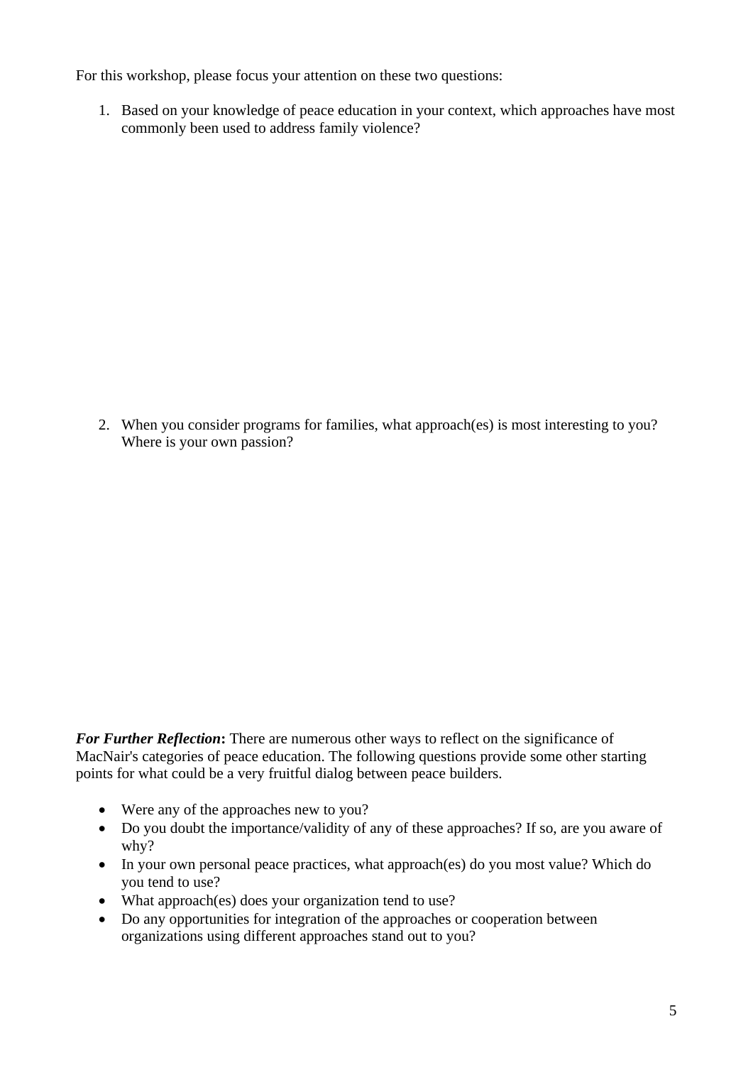For this workshop, please focus your attention on these two questions:

1. Based on your knowledge of peace education in your context, which approaches have most commonly been used to address family violence?

2. When you consider programs for families, what approach(es) is most interesting to you? Where is your own passion?

***For Further Reflection*:** There are numerous other ways to reflect on the significance of MacNair's categories of peace education. The following questions provide some other starting points for what could be a very fruitful dialog between peace builders.

- Were any of the approaches new to you?
- Do you doubt the importance/validity of any of these approaches? If so, are you aware of why?
- In your own personal peace practices, what approach(es) do you most value? Which do you tend to use?
- What approach(es) does your organization tend to use?
- Do any opportunities for integration of the approaches or cooperation between organizations using different approaches stand out to you?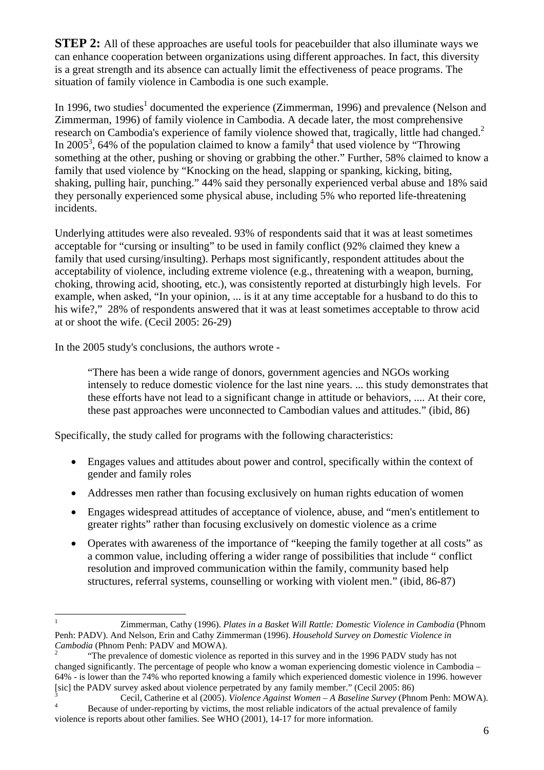**STEP 2:** All of these approaches are useful tools for peacebuilder that also illuminate ways we can enhance cooperation between organizations using different approaches. In fact, this diversity is a great strength and its absence can actually limit the effectiveness of peace programs. The situation of family violence in Cambodia is one such example.

In 1996, two studies[1] documented the experience (Zimmerman, 1996) and prevalence (Nelson and Zimmerman, 1996) of family violence in Cambodia. A decade later, the most comprehensive research on Cambodia's experience of family violence showed that, tragically, little had changed.[2] In 2005[3], 64% of the population claimed to know a family[4] that used violence by "Throwing something at the other, pushing or shoving or grabbing the other." Further, 58% claimed to know a family that used violence by "Knocking on the head, slapping or spanking, kicking, biting, shaking, pulling hair, punching." 44% said they personally experienced verbal abuse and 18% said they personally experienced some physical abuse, including 5% who reported life-threatening incidents.

Underlying attitudes were also revealed. 93% of respondents said that it was at least sometimes acceptable for "cursing or insulting" to be used in family conflict (92% claimed they knew a family that used cursing/insulting). Perhaps most significantly, respondent attitudes about the acceptability of violence, including extreme violence (e.g., threatening with a weapon, burning, choking, throwing acid, shooting, etc.), was consistently reported at disturbingly high levels. For example, when asked, "In your opinion, ... is it at any time acceptable for a husband to do this to his wife?," 28% of respondents answered that it was at least sometimes acceptable to throw acid at or shoot the wife. (Cecil 2005: 26-29)

In the 2005 study's conclusions, the authors wrote -

> "There has been a wide range of donors, government agencies and NGOs working intensely to reduce domestic violence for the last nine years. ... this study demonstrates that these efforts have not lead to a significant change in attitude or behaviors, .... At their core, these past approaches were unconnected to Cambodian values and attitudes." (ibid, 86)

Specifically, the study called for programs with the following characteristics:

- Engages values and attitudes about power and control, specifically within the context of gender and family roles
- Addresses men rather than focusing exclusively on human rights education of women
- Engages widespread attitudes of acceptance of violence, abuse, and "men's entitlement to greater rights" rather than focusing exclusively on domestic violence as a crime
- Operates with awareness of the importance of "keeping the family together at all costs" as a common value, including offering a wider range of possibilities that include " conflict resolution and improved communication within the family, community based help structures, referral systems, counselling or working with violent men." (ibid, 86-87)

---

[1] Zimmerman, Cathy (1996). *Plates in a Basket Will Rattle: Domestic Violence in Cambodia* (Phnom Penh: PADV). And Nelson, Erin and Cathy Zimmerman (1996). *Household Survey on Domestic Violence in Cambodia* (Phnom Penh: PADV and MOWA).

[2] "The prevalence of domestic violence as reported in this survey and in the 1996 PADV study has not changed significantly. The percentage of people who know a woman experiencing domestic violence in Cambodia – 64% - is lower than the 74% who reported knowing a family which experienced domestic violence in 1996. however [sic] the PADV survey asked about violence perpetrated by any family member." (Cecil 2005: 86)

[3] Cecil, Catherine et al (2005). *Violence Against Women – A Baseline Survey* (Phnom Penh: MOWA).

[4] Because of under-reporting by victims, the most reliable indicators of the actual prevalence of family violence is reports about other families. See WHO (2001), 14-17 for more information.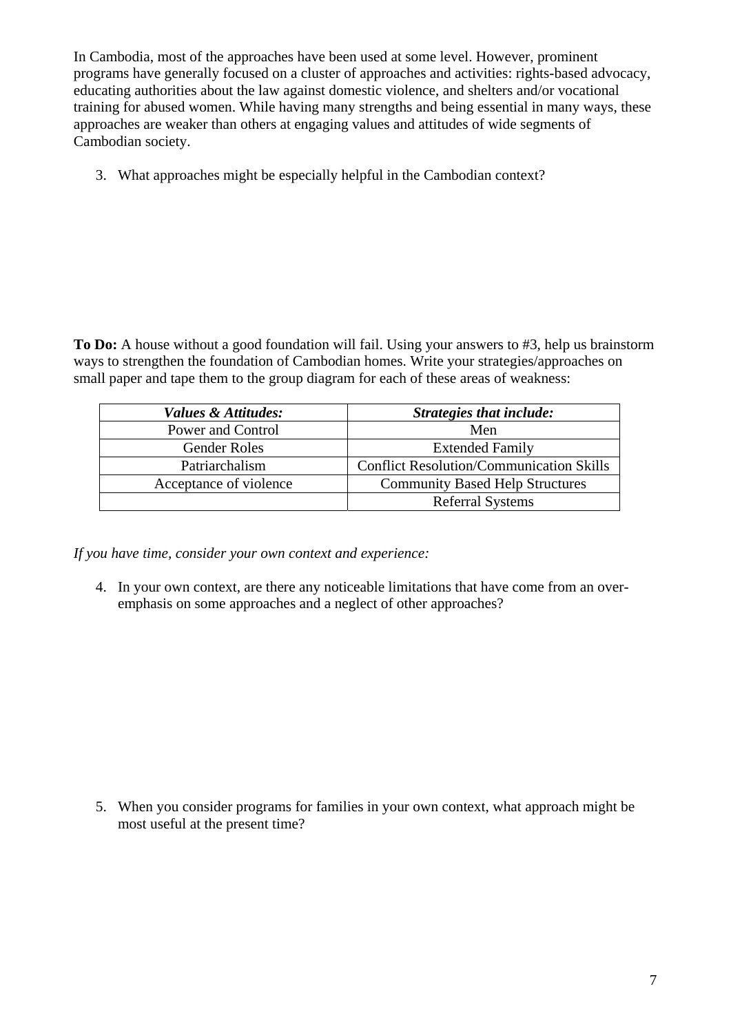In Cambodia, most of the approaches have been used at some level. However, prominent programs have generally focused on a cluster of approaches and activities: rights-based advocacy, educating authorities about the law against domestic violence, and shelters and/or vocational training for abused women. While having many strengths and being essential in many ways, these approaches are weaker than others at engaging values and attitudes of wide segments of Cambodian society.

3. What approaches might be especially helpful in the Cambodian context?

**To Do:** A house without a good foundation will fail. Using your answers to #3, help us brainstorm ways to strengthen the foundation of Cambodian homes. Write your strategies/approaches on small paper and tape them to the group diagram for each of these areas of weakness:

| ***Values & Attitudes:*** | ***Strategies that include:*** |
| --- | --- |
| Power and Control | Men |
| Gender Roles | Extended Family |
| Patriarchalism | Conflict Resolution/Communication Skills |
| Acceptance of violence | Community Based Help Structures |
| | Referral Systems |

*If you have time, consider your own context and experience:*

4. In your own context, are there any noticeable limitations that have come from an over-emphasis on some approaches and a neglect of other approaches?

5. When you consider programs for families in your own context, what approach might be most useful at the present time?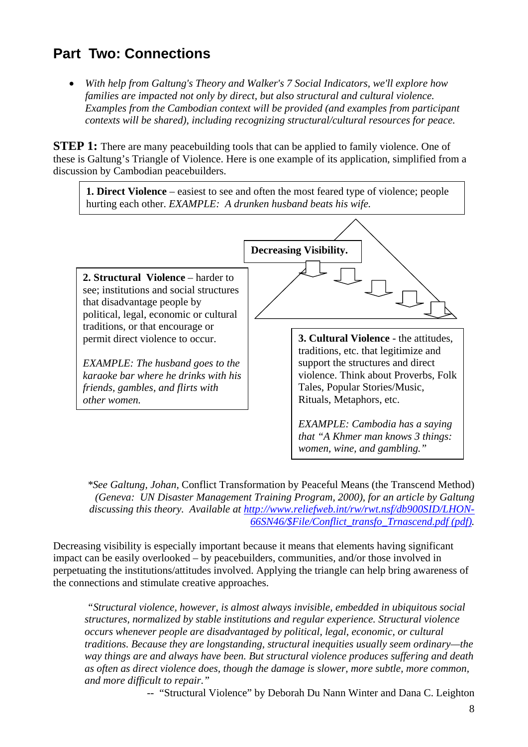## Part Two: Connections

- *With help from Galtung's Theory and Walker's 7 Social Indicators, we'll explore how families are impacted not only by direct, but also structural and cultural violence. Examples from the Cambodian context will be provided (and examples from participant contexts will be shared), including recognizing structural/cultural resources for peace.*

**STEP 1:** There are many peacebuilding tools that can be applied to family violence. One of these is Galtung's Triangle of Violence. Here is one example of its application, simplified from a discussion by Cambodian peacebuilders.

**1. Direct Violence** – easiest to see and often the most feared type of violence; people hurting each other. *EXAMPLE: A drunken husband beats his wife.*

**Decreasing Visibility.**

**2. Structural Violence** – harder to see; institutions and social structures that disadvantage people by political, legal, economic or cultural traditions, or that encourage or permit direct violence to occur.

*EXAMPLE: The husband goes to the karaoke bar where he drinks with his friends, gambles, and flirts with other women.*

**3. Cultural Violence** - the attitudes, traditions, etc. that legitimize and support the structures and direct violence. Think about Proverbs, Folk Tales, Popular Stories/Music, Rituals, Metaphors, etc.

*EXAMPLE: Cambodia has a saying that "A Khmer man knows 3 things: women, wine, and gambling."*

*\*See Galtung, Johan,* Conflict Transformation by Peaceful Means (the Transcend Method) *(Geneva: UN Disaster Management Training Program, 2000), for an article by Galtung discussing this theory. Available at* http://www.reliefweb.int/rw/rwt.nsf/db900SID/LHON-66SN46/$File/Conflict_transfo_Trnascend.pdf (pdf).

Decreasing visibility is especially important because it means that elements having significant impact can be easily overlooked – by peacebuilders, communities, and/or those involved in perpetuating the institutions/attitudes involved. Applying the triangle can help bring awareness of the connections and stimulate creative approaches.

> *"Structural violence, however, is almost always invisible, embedded in ubiquitous social structures, normalized by stable institutions and regular experience. Structural violence occurs whenever people are disadvantaged by political, legal, economic, or cultural traditions. Because they are longstanding, structural inequities usually seem ordinary—the way things are and always have been. But structural violence produces suffering and death as often as direct violence does, though the damage is slower, more subtle, more common, and more difficult to repair."*
>
> -- "Structural Violence" by Deborah Du Nann Winter and Dana C. Leighton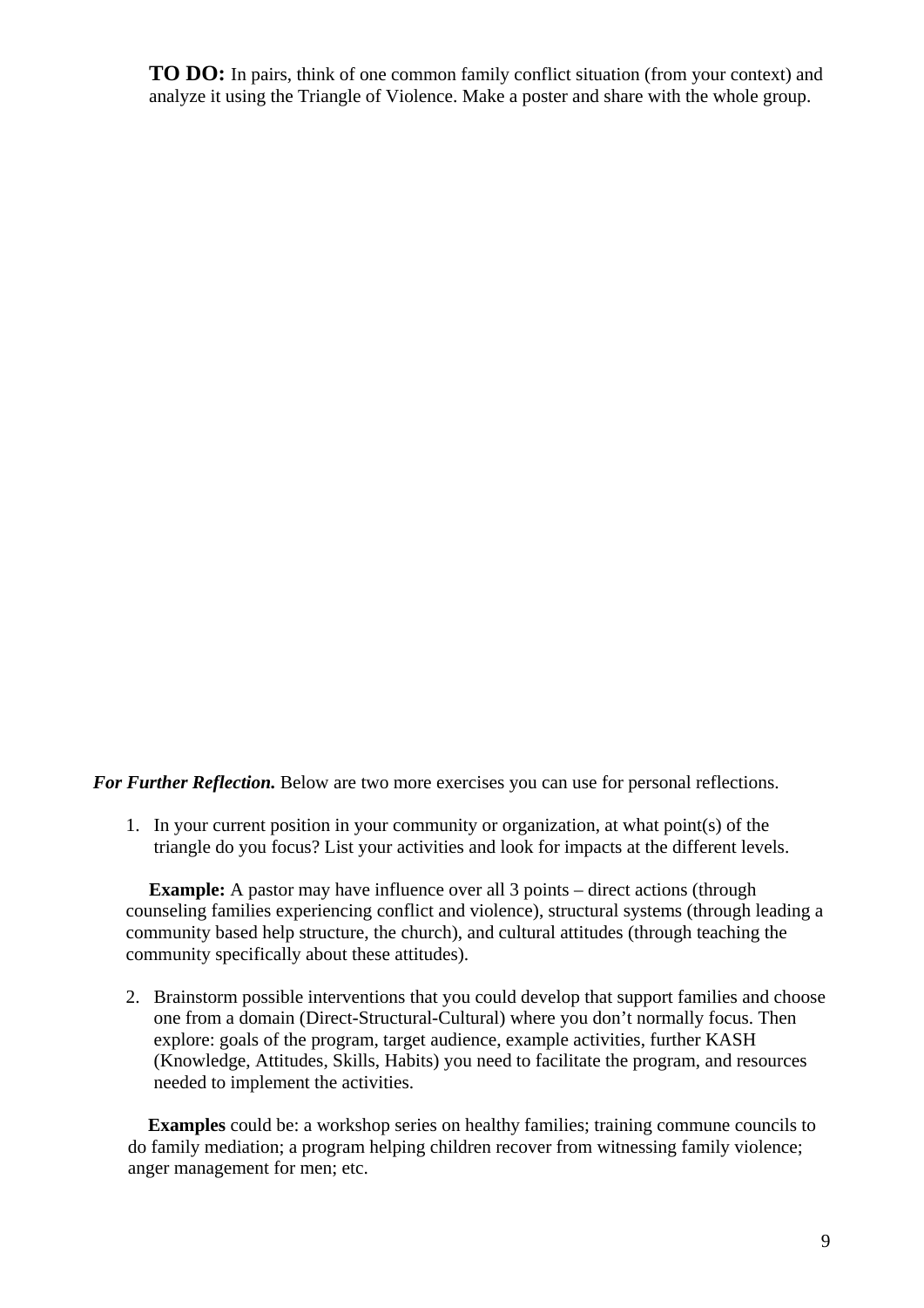**TO DO:** In pairs, think of one common family conflict situation (from your context) and analyze it using the Triangle of Violence. Make a poster and share with the whole group.

***For Further Reflection.*** Below are two more exercises you can use for personal reflections.

1. In your current position in your community or organization, at what point(s) of the triangle do you focus? List your activities and look for impacts at the different levels.

   **Example:** A pastor may have influence over all 3 points – direct actions (through counseling families experiencing conflict and violence), structural systems (through leading a community based help structure, the church), and cultural attitudes (through teaching the community specifically about these attitudes).

2. Brainstorm possible interventions that you could develop that support families and choose one from a domain (Direct-Structural-Cultural) where you don't normally focus. Then explore: goals of the program, target audience, example activities, further KASH (Knowledge, Attitudes, Skills, Habits) you need to facilitate the program, and resources needed to implement the activities.

   **Examples** could be: a workshop series on healthy families; training commune councils to do family mediation; a program helping children recover from witnessing family violence; anger management for men; etc.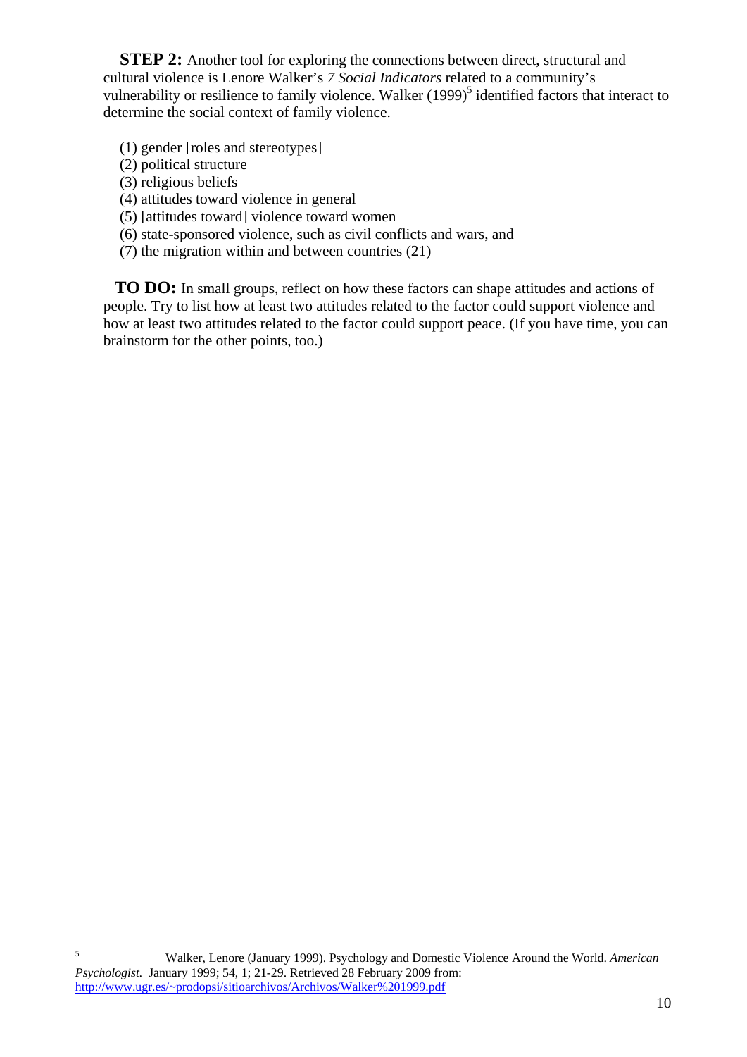**STEP 2:** Another tool for exploring the connections between direct, structural and cultural violence is Lenore Walker's *7 Social Indicators* related to a community's vulnerability or resilience to family violence. Walker (1999)[5] identified factors that interact to determine the social context of family violence.

(1) gender [roles and stereotypes]
(2) political structure
(3) religious beliefs
(4) attitudes toward violence in general
(5) [attitudes toward] violence toward women
(6) state-sponsored violence, such as civil conflicts and wars, and
(7) the migration within and between countries (21)

**TO DO:** In small groups, reflect on how these factors can shape attitudes and actions of people. Try to list how at least two attitudes related to the factor could support violence and how at least two attitudes related to the factor could support peace. (If you have time, you can brainstorm for the other points, too.)

---

[5] Walker, Lenore (January 1999). Psychology and Domestic Violence Around the World. *American Psychologist.* January 1999; 54, 1; 21-29. Retrieved 28 February 2009 from: http://www.ugr.es/~prodopsi/sitioarchivos/Archivos/Walker%201999.pdf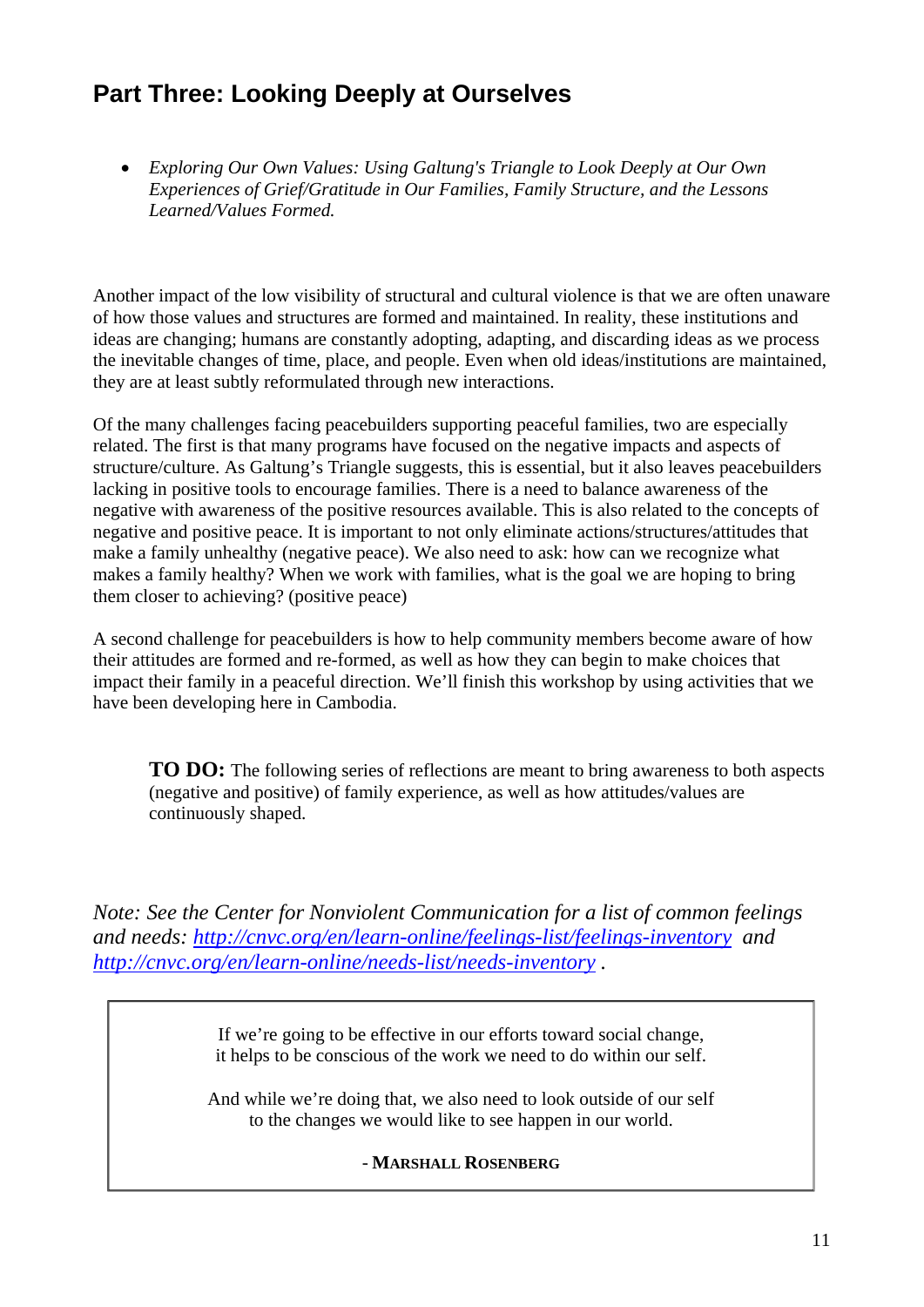## Part Three: Looking Deeply at Ourselves

- *Exploring Our Own Values: Using Galtung's Triangle to Look Deeply at Our Own Experiences of Grief/Gratitude in Our Families, Family Structure, and the Lessons Learned/Values Formed.*

Another impact of the low visibility of structural and cultural violence is that we are often unaware of how those values and structures are formed and maintained. In reality, these institutions and ideas are changing; humans are constantly adopting, adapting, and discarding ideas as we process the inevitable changes of time, place, and people. Even when old ideas/institutions are maintained, they are at least subtly reformulated through new interactions.

Of the many challenges facing peacebuilders supporting peaceful families, two are especially related. The first is that many programs have focused on the negative impacts and aspects of structure/culture. As Galtung's Triangle suggests, this is essential, but it also leaves peacebuilders lacking in positive tools to encourage families. There is a need to balance awareness of the negative with awareness of the positive resources available. This is also related to the concepts of negative and positive peace. It is important to not only eliminate actions/structures/attitudes that make a family unhealthy (negative peace). We also need to ask: how can we recognize what makes a family healthy? When we work with families, what is the goal we are hoping to bring them closer to achieving? (positive peace)

A second challenge for peacebuilders is how to help community members become aware of how their attitudes are formed and re-formed, as well as how they can begin to make choices that impact their family in a peaceful direction. We'll finish this workshop by using activities that we have been developing here in Cambodia.

> **TO DO:** The following series of reflections are meant to bring awareness to both aspects (negative and positive) of family experience, as well as how attitudes/values are continuously shaped.

*Note: See the Center for Nonviolent Communication for a list of common feelings and needs: [http://cnvc.org/en/learn-online/feelings-list/feelings-inventory](http://cnvc.org/en/learn-online/feelings-list/feelings-inventory) and [http://cnvc.org/en/learn-online/needs-list/needs-inventory](http://cnvc.org/en/learn-online/needs-list/needs-inventory) .*

> If we're going to be effective in our efforts toward social change,
> it helps to be conscious of the work we need to do within our self.
>
> And while we're doing that, we also need to look outside of our self
> to the changes we would like to see happen in our world.
>
> **- MARSHALL ROSENBERG**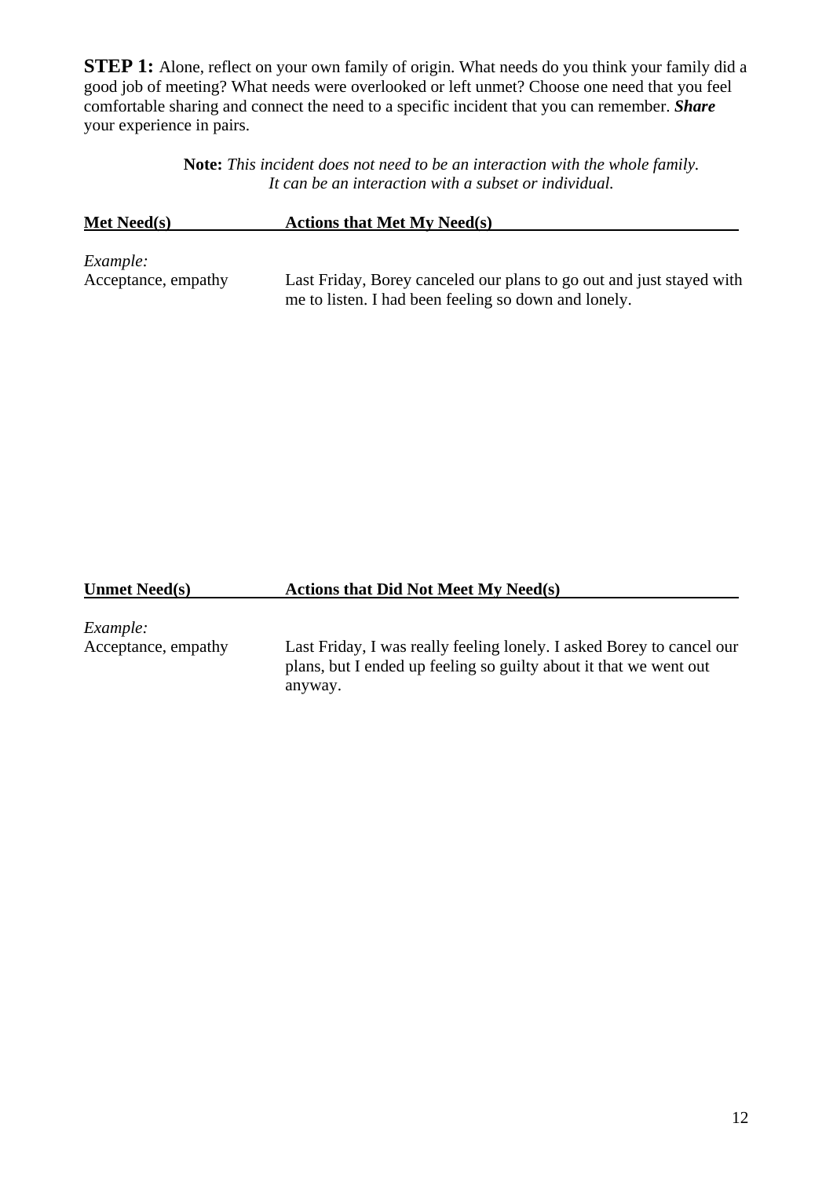**STEP 1:** Alone, reflect on your own family of origin. What needs do you think your family did a good job of meeting? What needs were overlooked or left unmet? Choose one need that you feel comfortable sharing and connect the need to a specific incident that you can remember. ***Share*** your experience in pairs.

> **Note:** *This incident does not need to be an interaction with the whole family. It can be an interaction with a subset or individual.*

| **Met Need(s)** | **Actions that Met My Need(s)** |
| --- | --- |
| *Example:* Acceptance, empathy | Last Friday, Borey canceled our plans to go out and just stayed with me to listen. I had been feeling so down and lonely. |

| **Unmet Need(s)** | **Actions that Did Not Meet My Need(s)** |
| --- | --- |
| *Example:* Acceptance, empathy | Last Friday, I was really feeling lonely. I asked Borey to cancel our plans, but I ended up feeling so guilty about it that we went out anyway. |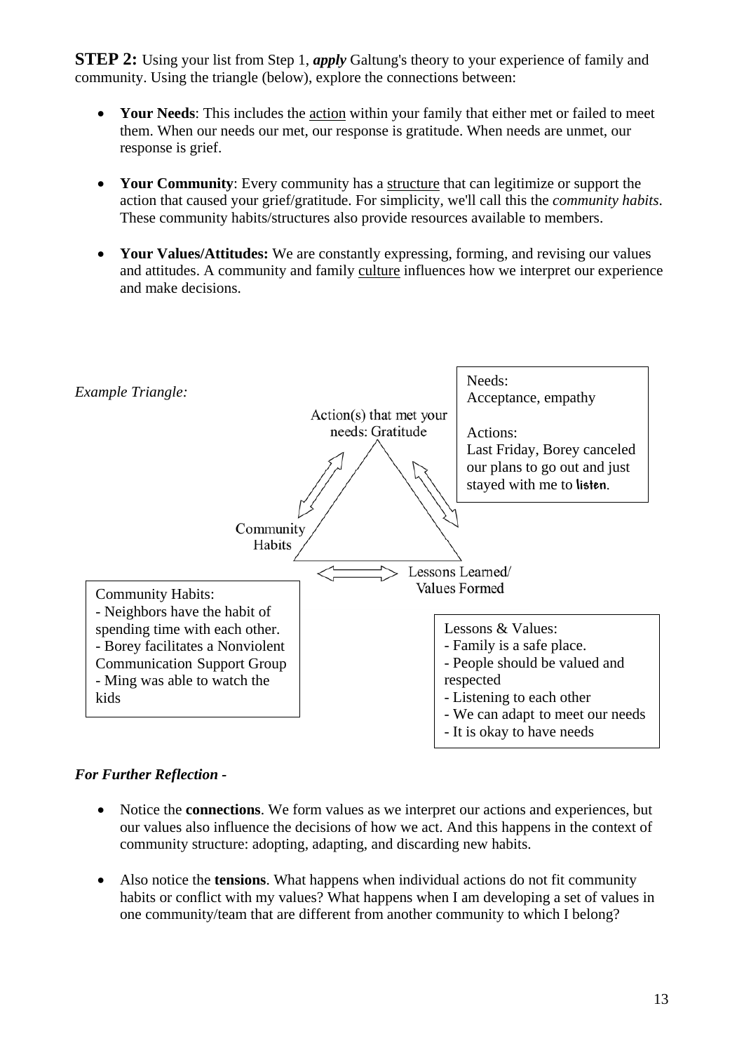**STEP 2:** Using your list from Step 1, ***apply*** Galtung's theory to your experience of family and community. Using the triangle (below), explore the connections between:

- **Your Needs**: This includes the action within your family that either met or failed to meet them. When our needs our met, our response is gratitude. When needs are unmet, our response is grief.
- **Your Community**: Every community has a structure that can legitimize or support the action that caused your grief/gratitude. For simplicity, we'll call this the *community habits*. These community habits/structures also provide resources available to members.
- **Your Values/Attitudes:** We are constantly expressing, forming, and revising our values and attitudes. A community and family culture influences how we interpret our experience and make decisions.

*Example Triangle:*

Action(s) that met your needs: Gratitude

Community Habits

Lessons Learned/ Values Formed

Needs:
Acceptance, empathy

Actions:
Last Friday, Borey canceled our plans to go out and just stayed with me to listen.

Community Habits:
- Neighbors have the habit of spending time with each other.
- Borey facilitates a Nonviolent Communication Support Group
- Ming was able to watch the kids

Lessons & Values:
- Family is a safe place.
- People should be valued and respected
- Listening to each other
- We can adapt to meet our needs
- It is okay to have needs

### *For Further Reflection -*

- Notice the **connections**. We form values as we interpret our actions and experiences, but our values also influence the decisions of how we act. And this happens in the context of community structure: adopting, adapting, and discarding new habits.
- Also notice the **tensions**. What happens when individual actions do not fit community habits or conflict with my values? What happens when I am developing a set of values in one community/team that are different from another community to which I belong?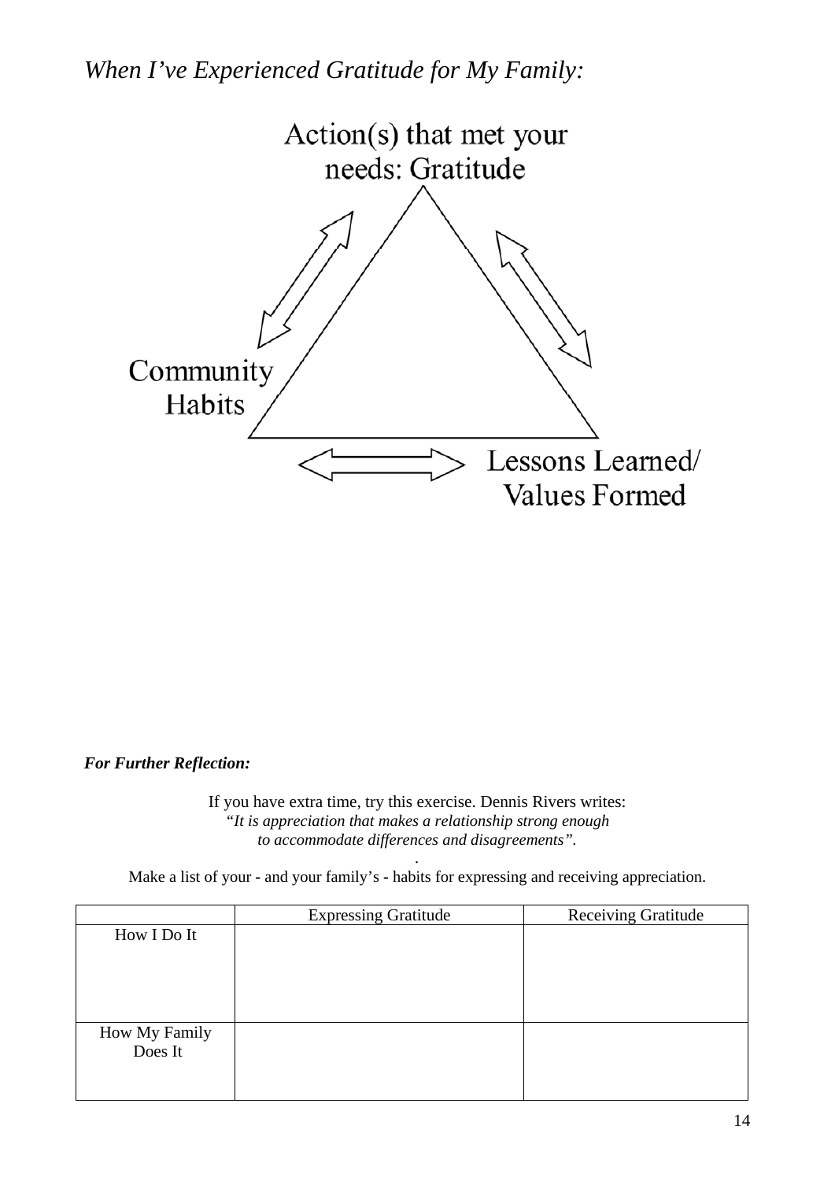*When I've Experienced Gratitude for My Family:*

Action(s) that met your needs: Gratitude

Community Habits

Lessons Learned/ Values Formed

***For Further Reflection:***

If you have extra time, try this exercise. Dennis Rivers writes:
*"It is appreciation that makes a relationship strong enough to accommodate differences and disagreements".*

Make a list of your - and your family's - habits for expressing and receiving appreciation.

| | Expressing Gratitude | Receiving Gratitude |
|---|---|---|
| How I Do It | | |
| How My Family Does It | | |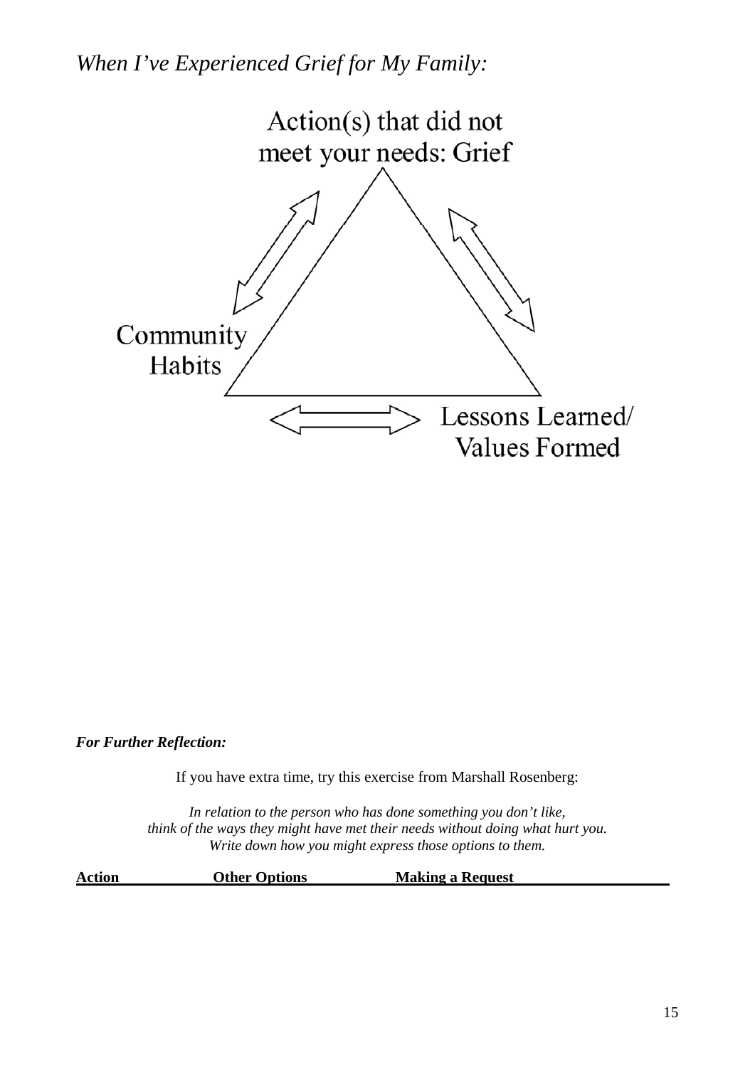*When I've Experienced Grief for My Family:*

Action(s) that did not meet your needs: Grief

Community Habits

Lessons Learned/ Values Formed

***For Further Reflection:***

If you have extra time, try this exercise from Marshall Rosenberg:

*In relation to the person who has done something you don't like, think of the ways they might have met their needs without doing what hurt you. Write down how you might express those options to them.*

| Action | Other Options | Making a Request |
|---|---|---|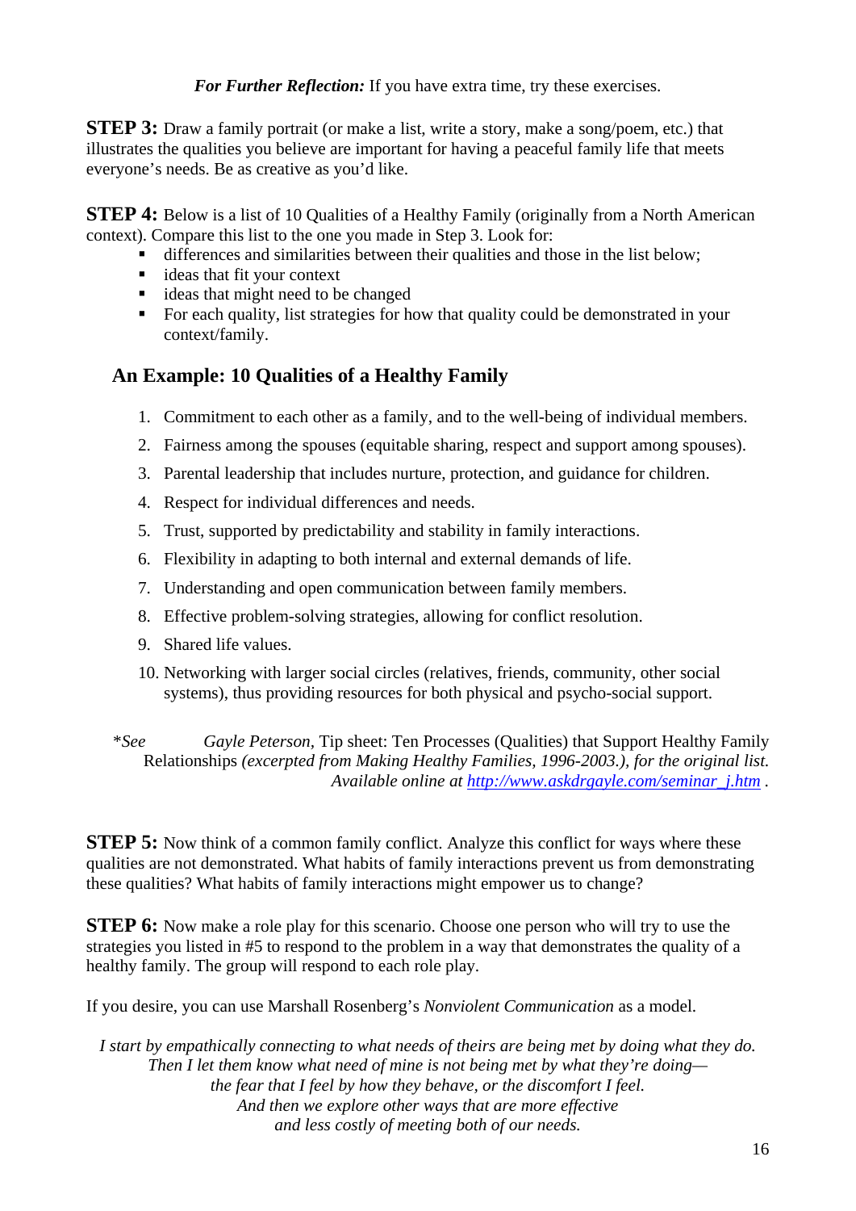***For Further Reflection:*** If you have extra time, try these exercises.

**STEP 3:** Draw a family portrait (or make a list, write a story, make a song/poem, etc.) that illustrates the qualities you believe are important for having a peaceful family life that meets everyone's needs. Be as creative as you'd like.

**STEP 4:** Below is a list of 10 Qualities of a Healthy Family (originally from a North American context). Compare this list to the one you made in Step 3. Look for:

- differences and similarities between their qualities and those in the list below;
- ideas that fit your context
- ideas that might need to be changed
- For each quality, list strategies for how that quality could be demonstrated in your context/family.

## An Example: 10 Qualities of a Healthy Family

1. Commitment to each other as a family, and to the well-being of individual members.
2. Fairness among the spouses (equitable sharing, respect and support among spouses).
3. Parental leadership that includes nurture, protection, and guidance for children.
4. Respect for individual differences and needs.
5. Trust, supported by predictability and stability in family interactions.
6. Flexibility in adapting to both internal and external demands of life.
7. Understanding and open communication between family members.
8. Effective problem-solving strategies, allowing for conflict resolution.
9. Shared life values.
10. Networking with larger social circles (relatives, friends, community, other social systems), thus providing resources for both physical and psycho-social support.

*\*See Gayle Peterson,* Tip sheet: Ten Processes (Qualities) that Support Healthy Family Relationships *(excerpted from Making Healthy Families, 1996-2003.), for the original list. Available online at [http://www.askdrgayle.com/seminar_j.htm](http://www.askdrgayle.com/seminar_j.htm) .*

**STEP 5:** Now think of a common family conflict. Analyze this conflict for ways where these qualities are not demonstrated. What habits of family interactions prevent us from demonstrating these qualities? What habits of family interactions might empower us to change?

**STEP 6:** Now make a role play for this scenario. Choose one person who will try to use the strategies you listed in #5 to respond to the problem in a way that demonstrates the quality of a healthy family. The group will respond to each role play.

If you desire, you can use Marshall Rosenberg's *Nonviolent Communication* as a model.

*I start by empathically connecting to what needs of theirs are being met by doing what they do.*
*Then I let them know what need of mine is not being met by what they're doing—*
*the fear that I feel by how they behave, or the discomfort I feel.*
*And then we explore other ways that are more effective*
*and less costly of meeting both of our needs.*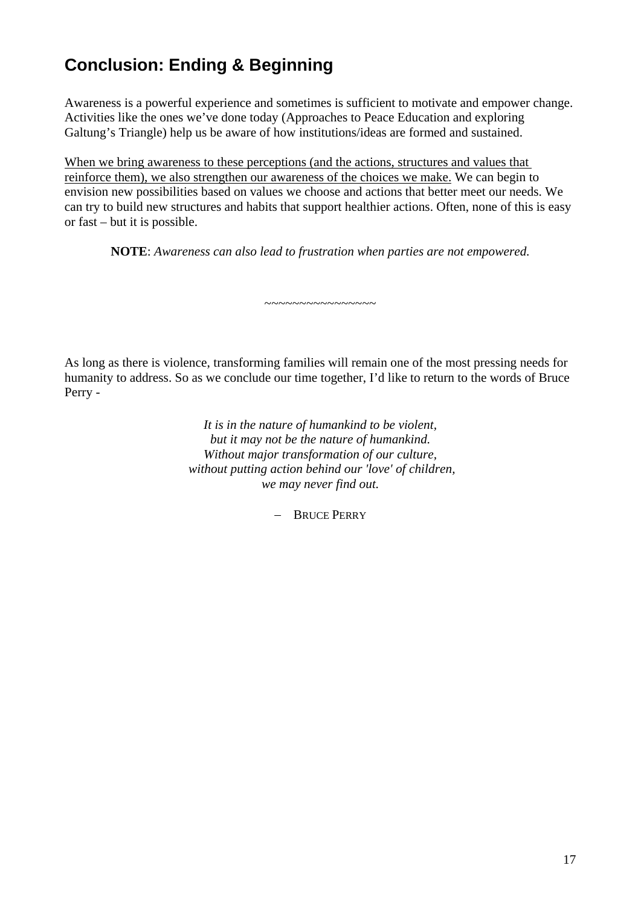## Conclusion: Ending & Beginning

Awareness is a powerful experience and sometimes is sufficient to motivate and empower change. Activities like the ones we've done today (Approaches to Peace Education and exploring Galtung's Triangle) help us be aware of how institutions/ideas are formed and sustained.

<u>When we bring awareness to these perceptions (and the actions, structures and values that reinforce them), we also strengthen our awareness of the choices we make.</u> We can begin to envision new possibilities based on values we choose and actions that better meet our needs. We can try to build new structures and habits that support healthier actions. Often, none of this is easy or fast – but it is possible.

> **NOTE**: *Awareness can also lead to frustration when parties are not empowered.*

~~~~~~~~~~~~~~~~

As long as there is violence, transforming families will remain one of the most pressing needs for humanity to address. So as we conclude our time together, I'd like to return to the words of Bruce Perry -

> *It is in the nature of humankind to be violent,*
> *but it may not be the nature of humankind.*
> *Without major transformation of our culture,*
> *without putting action behind our 'love' of children,*
> *we may never find out.*
>
> – BRUCE PERRY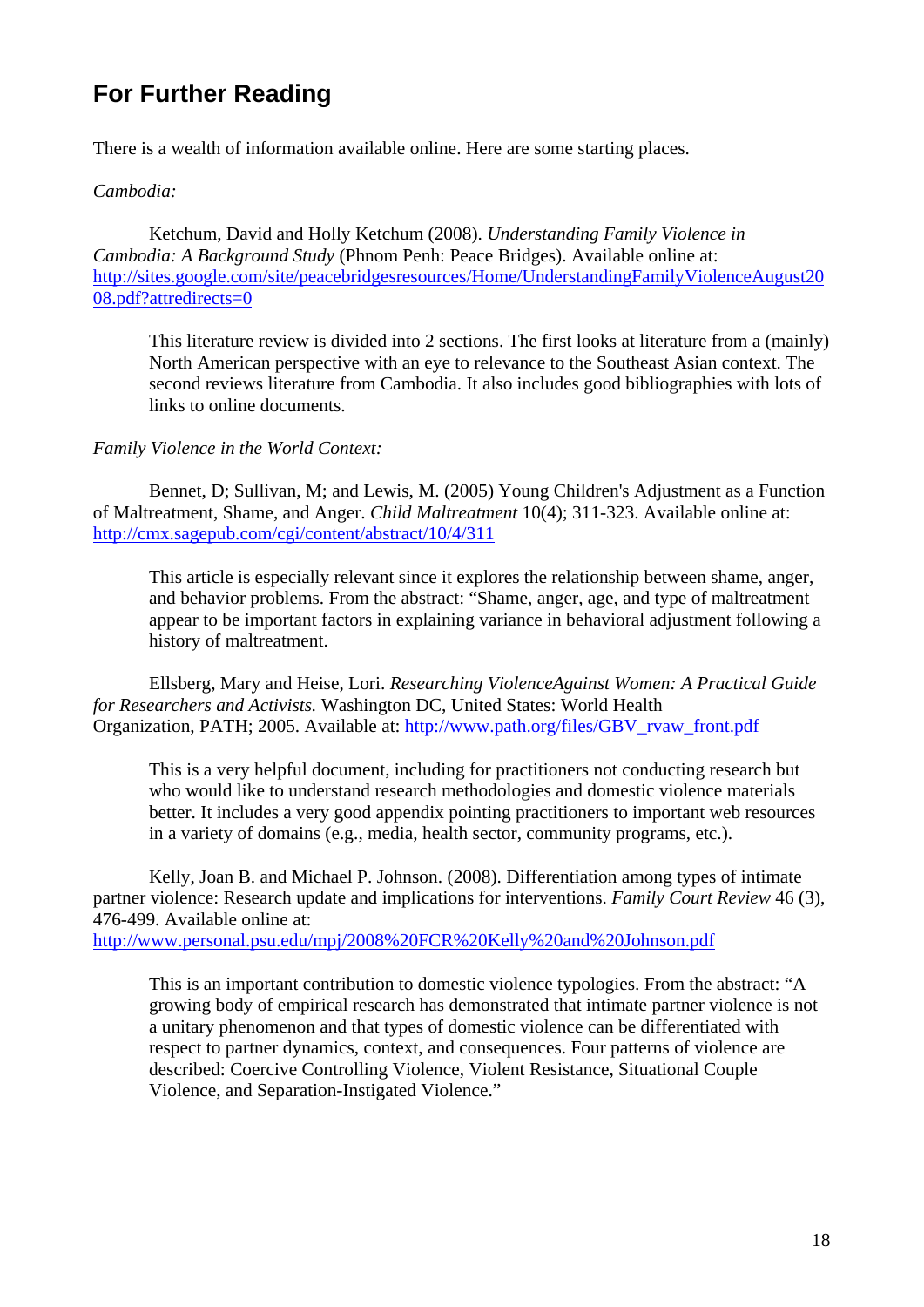## For Further Reading

There is a wealth of information available online. Here are some starting places.

*Cambodia:*

Ketchum, David and Holly Ketchum (2008). *Understanding Family Violence in Cambodia: A Background Study* (Phnom Penh: Peace Bridges). Available online at: http://sites.google.com/site/peacebridgesresources/Home/UnderstandingFamilyViolenceAugust2008.pdf?attredirects=0

> This literature review is divided into 2 sections. The first looks at literature from a (mainly) North American perspective with an eye to relevance to the Southeast Asian context. The second reviews literature from Cambodia. It also includes good bibliographies with lots of links to online documents.

*Family Violence in the World Context:*

Bennet, D; Sullivan, M; and Lewis, M. (2005) Young Children's Adjustment as a Function of Maltreatment, Shame, and Anger. *Child Maltreatment* 10(4); 311-323. Available online at: http://cmx.sagepub.com/cgi/content/abstract/10/4/311

> This article is especially relevant since it explores the relationship between shame, anger, and behavior problems. From the abstract: "Shame, anger, age, and type of maltreatment appear to be important factors in explaining variance in behavioral adjustment following a history of maltreatment.

Ellsberg, Mary and Heise, Lori. *Researching ViolenceAgainst Women: A Practical Guide for Researchers and Activists.* Washington DC, United States: World Health Organization, PATH; 2005. Available at: http://www.path.org/files/GBV_rvaw_front.pdf

> This is a very helpful document, including for practitioners not conducting research but who would like to understand research methodologies and domestic violence materials better. It includes a very good appendix pointing practitioners to important web resources in a variety of domains (e.g., media, health sector, community programs, etc.).

Kelly, Joan B. and Michael P. Johnson. (2008). Differentiation among types of intimate partner violence: Research update and implications for interventions. *Family Court Review* 46 (3), 476-499. Available online at: http://www.personal.psu.edu/mpj/2008%20FCR%20Kelly%20and%20Johnson.pdf

> This is an important contribution to domestic violence typologies. From the abstract: "A growing body of empirical research has demonstrated that intimate partner violence is not a unitary phenomenon and that types of domestic violence can be differentiated with respect to partner dynamics, context, and consequences. Four patterns of violence are described: Coercive Controlling Violence, Violent Resistance, Situational Couple Violence, and Separation-Instigated Violence."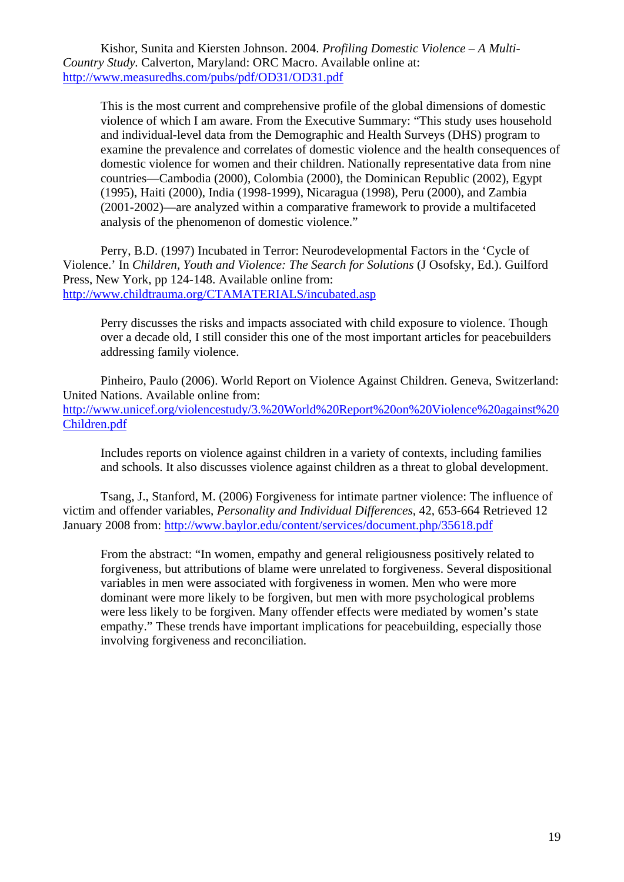Kishor, Sunita and Kiersten Johnson. 2004. *Profiling Domestic Violence – A Multi-Country Study.* Calverton, Maryland: ORC Macro. Available online at: http://www.measuredhs.com/pubs/pdf/OD31/OD31.pdf

> This is the most current and comprehensive profile of the global dimensions of domestic violence of which I am aware. From the Executive Summary: "This study uses household and individual-level data from the Demographic and Health Surveys (DHS) program to examine the prevalence and correlates of domestic violence and the health consequences of domestic violence for women and their children. Nationally representative data from nine countries—Cambodia (2000), Colombia (2000), the Dominican Republic (2002), Egypt (1995), Haiti (2000), India (1998-1999), Nicaragua (1998), Peru (2000), and Zambia (2001-2002)—are analyzed within a comparative framework to provide a multifaceted analysis of the phenomenon of domestic violence."

Perry, B.D. (1997) Incubated in Terror: Neurodevelopmental Factors in the 'Cycle of Violence.' In *Children, Youth and Violence: The Search for Solutions* (J Osofsky, Ed.). Guilford Press, New York, pp 124-148. Available online from: http://www.childtrauma.org/CTAMATERIALS/incubated.asp

> Perry discusses the risks and impacts associated with child exposure to violence. Though over a decade old, I still consider this one of the most important articles for peacebuilders addressing family violence.

Pinheiro, Paulo (2006). World Report on Violence Against Children. Geneva, Switzerland: United Nations. Available online from: http://www.unicef.org/violencestudy/3.%20World%20Report%20on%20Violence%20against%20Children.pdf

> Includes reports on violence against children in a variety of contexts, including families and schools. It also discusses violence against children as a threat to global development.

Tsang, J., Stanford, M. (2006) Forgiveness for intimate partner violence: The influence of victim and offender variables, *Personality and Individual Differences*, 42, 653-664 Retrieved 12 January 2008 from: http://www.baylor.edu/content/services/document.php/35618.pdf

> From the abstract: "In women, empathy and general religiousness positively related to forgiveness, but attributions of blame were unrelated to forgiveness. Several dispositional variables in men were associated with forgiveness in women. Men who were more dominant were more likely to be forgiven, but men with more psychological problems were less likely to be forgiven. Many offender effects were mediated by women's state empathy." These trends have important implications for peacebuilding, especially those involving forgiveness and reconciliation.